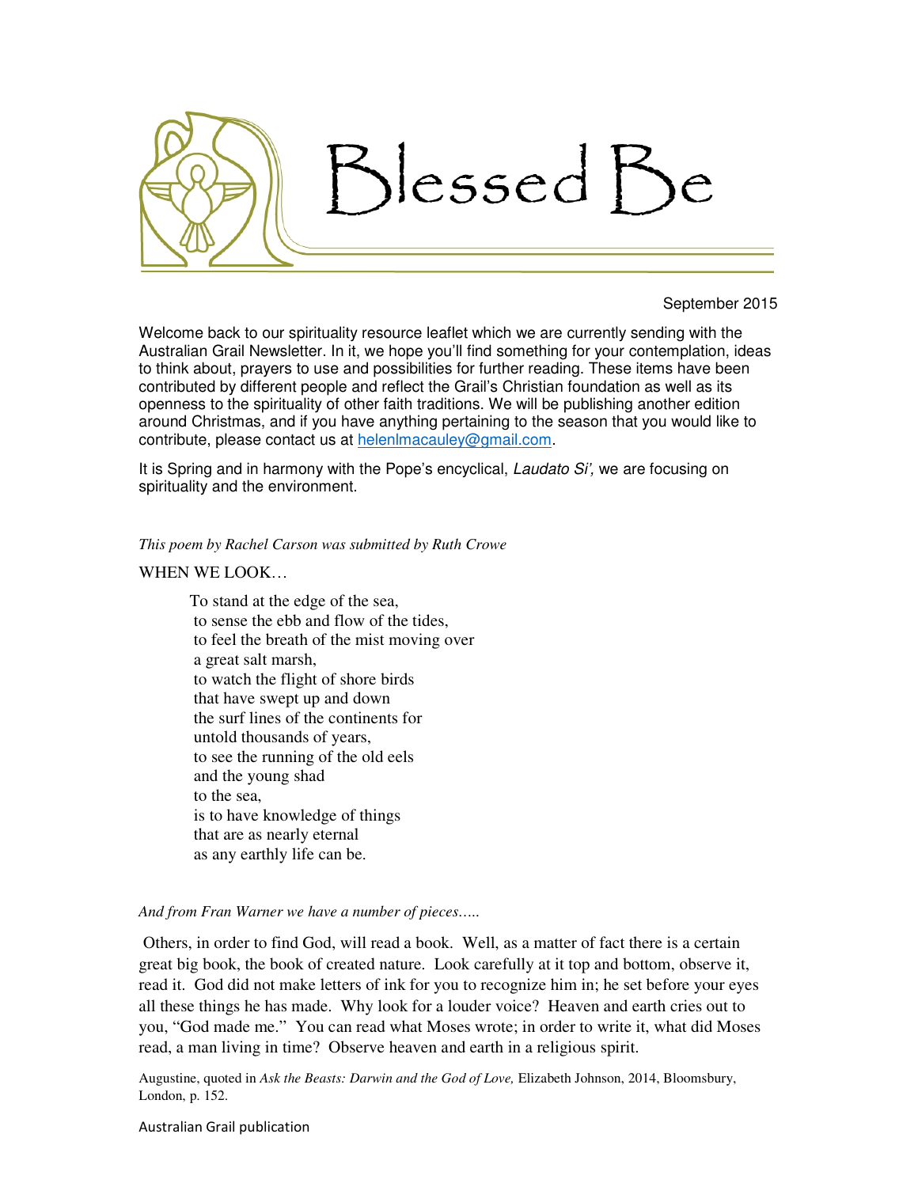# Blessed Be

September 2015

Welcome back to our spirituality resource leaflet which we are currently sending with the Australian Grail Newsletter. In it, we hope you'll find something for your contemplation, ideas to think about, prayers to use and possibilities for further reading. These items have been contributed by different people and reflect the Grail's Christian foundation as well as its openness to the spirituality of other faith traditions. We will be publishing another edition around Christmas, and if you have anything pertaining to the season that you would like to contribute, please contact us at helenlmacauley@gmail.com.

It is Spring and in harmony with the Pope's encyclical, *Laudato Si',* we are focusing on spirituality and the environment.

*This poem by Rachel Carson was submitted by Ruth Crowe*

WHEN WE LOOK…

> To stand at the edge of the sea,
> to sense the ebb and flow of the tides,
> to feel the breath of the mist moving over
> a great salt marsh,
> to watch the flight of shore birds
> that have swept up and down
> the surf lines of the continents for
> untold thousands of years,
> to see the running of the old eels
> and the young shad
> to the sea,
> is to have knowledge of things
> that are as nearly eternal
> as any earthly life can be.

*And from Fran Warner we have a number of pieces…..*

Others, in order to find God, will read a book. Well, as a matter of fact there is a certain great big book, the book of created nature. Look carefully at it top and bottom, observe it, read it. God did not make letters of ink for you to recognize him in; he set before your eyes all these things he has made. Why look for a louder voice? Heaven and earth cries out to you, "God made me." You can read what Moses wrote; in order to write it, what did Moses read, a man living in time? Observe heaven and earth in a religious spirit.

Augustine, quoted in *Ask the Beasts: Darwin and the God of Love,* Elizabeth Johnson, 2014, Bloomsbury, London, p. 152.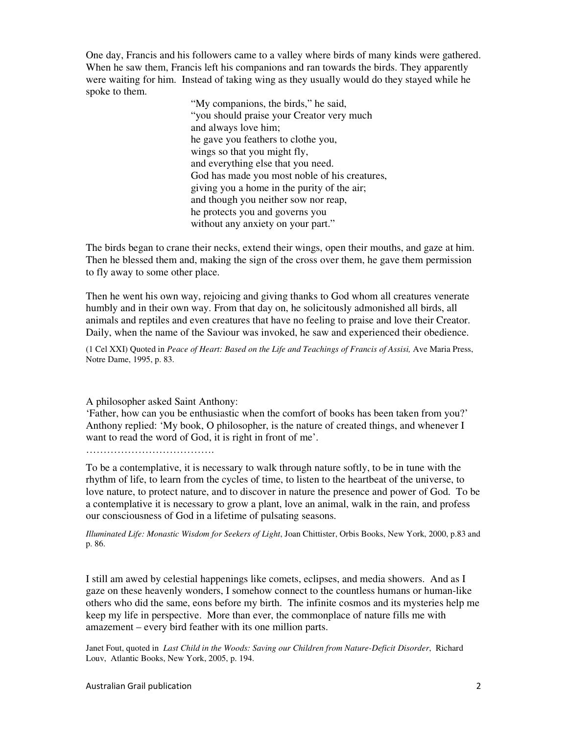One day, Francis and his followers came to a valley where birds of many kinds were gathered. When he saw them, Francis left his companions and ran towards the birds. They apparently were waiting for him. Instead of taking wing as they usually would do they stayed while he spoke to them.

> "My companions, the birds," he said,  
> "you should praise your Creator very much  
> and always love him;  
> he gave you feathers to clothe you,  
> wings so that you might fly,  
> and everything else that you need.  
> God has made you most noble of his creatures,  
> giving you a home in the purity of the air;  
> and though you neither sow nor reap,  
> he protects you and governs you  
> without any anxiety on your part."

The birds began to crane their necks, extend their wings, open their mouths, and gaze at him. Then he blessed them and, making the sign of the cross over them, he gave them permission to fly away to some other place.

Then he went his own way, rejoicing and giving thanks to God whom all creatures venerate humbly and in their own way. From that day on, he solicitously admonished all birds, all animals and reptiles and even creatures that have no feeling to praise and love their Creator. Daily, when the name of the Saviour was invoked, he saw and experienced their obedience.

(1 Cel XXI) Quoted in *Peace of Heart: Based on the Life and Teachings of Francis of Assisi,* Ave Maria Press, Notre Dame, 1995, p. 83.

A philosopher asked Saint Anthony:  
'Father, how can you be enthusiastic when the comfort of books has been taken from you?' Anthony replied: 'My book, O philosopher, is the nature of created things, and whenever I want to read the word of God, it is right in front of me'.

……………………………….

To be a contemplative, it is necessary to walk through nature softly, to be in tune with the rhythm of life, to learn from the cycles of time, to listen to the heartbeat of the universe, to love nature, to protect nature, and to discover in nature the presence and power of God. To be a contemplative it is necessary to grow a plant, love an animal, walk in the rain, and profess our consciousness of God in a lifetime of pulsating seasons.

*Illuminated Life: Monastic Wisdom for Seekers of Light*, Joan Chittister, Orbis Books, New York, 2000, p.83 and p. 86.

I still am awed by celestial happenings like comets, eclipses, and media showers. And as I gaze on these heavenly wonders, I somehow connect to the countless humans or human-like others who did the same, eons before my birth. The infinite cosmos and its mysteries help me keep my life in perspective. More than ever, the commonplace of nature fills me with amazement – every bird feather with its one million parts.

Janet Fout, quoted in *Last Child in the Woods: Saving our Children from Nature-Deficit Disorder*, Richard Louv, Atlantic Books, New York, 2005, p. 194.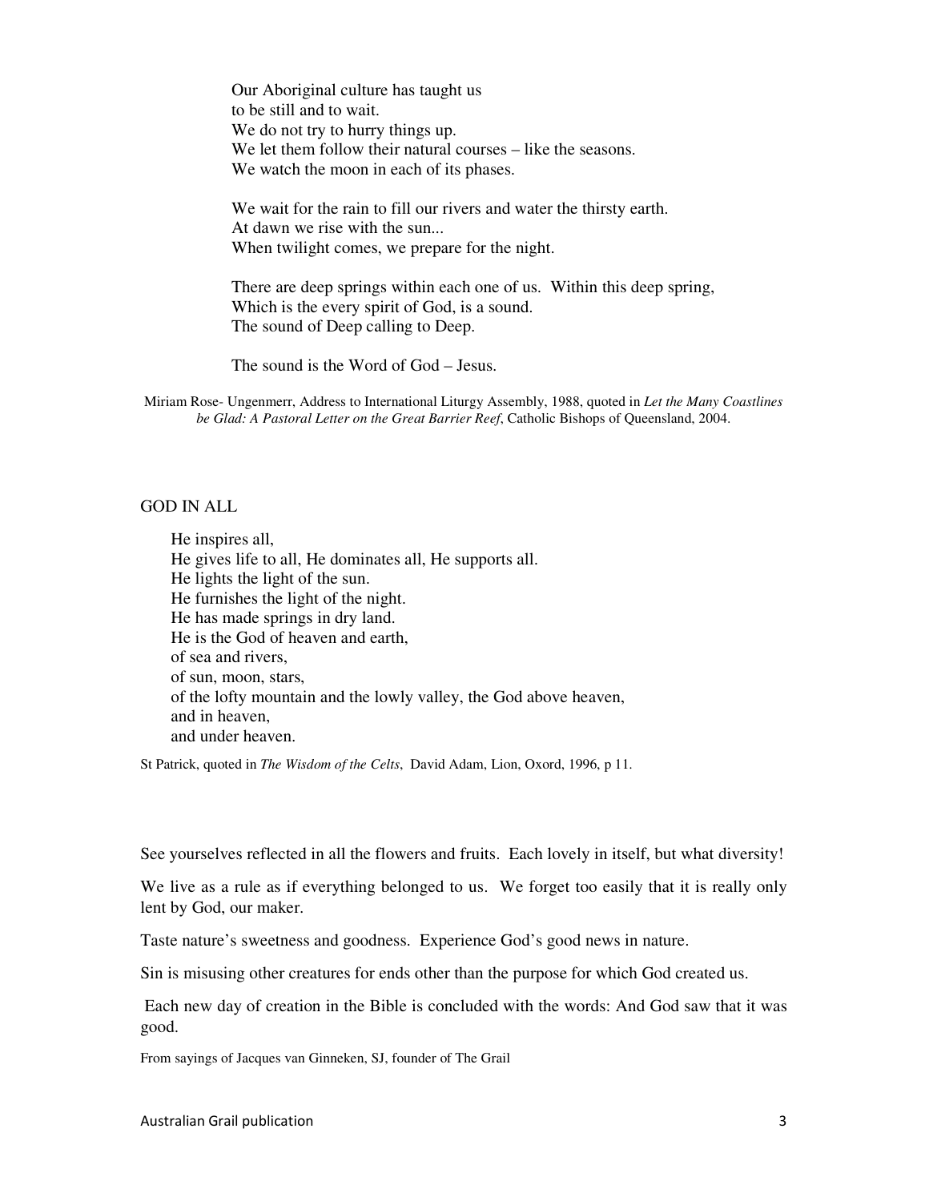Our Aboriginal culture has taught us
to be still and to wait.
We do not try to hurry things up.
We let them follow their natural courses – like the seasons.
We watch the moon in each of its phases.

We wait for the rain to fill our rivers and water the thirsty earth.
At dawn we rise with the sun...
When twilight comes, we prepare for the night.

There are deep springs within each one of us. Within this deep spring,
Which is the every spirit of God, is a sound.
The sound of Deep calling to Deep.

The sound is the Word of God – Jesus.

Miriam Rose- Ungenmerr, Address to International Liturgy Assembly, 1988, quoted in *Let the Many Coastlines be Glad: A Pastoral Letter on the Great Barrier Reef*, Catholic Bishops of Queensland, 2004.

GOD IN ALL

He inspires all,
He gives life to all, He dominates all, He supports all.
He lights the light of the sun.
He furnishes the light of the night.
He has made springs in dry land.
He is the God of heaven and earth,
of sea and rivers,
of sun, moon, stars,
of the lofty mountain and the lowly valley, the God above heaven,
and in heaven,
and under heaven.

St Patrick, quoted in *The Wisdom of the Celts*, David Adam, Lion, Oxord, 1996, p 11.

See yourselves reflected in all the flowers and fruits. Each lovely in itself, but what diversity!

We live as a rule as if everything belonged to us. We forget too easily that it is really only lent by God, our maker.

Taste nature's sweetness and goodness. Experience God's good news in nature.

Sin is misusing other creatures for ends other than the purpose for which God created us.

Each new day of creation in the Bible is concluded with the words: And God saw that it was good.

From sayings of Jacques van Ginneken, SJ, founder of The Grail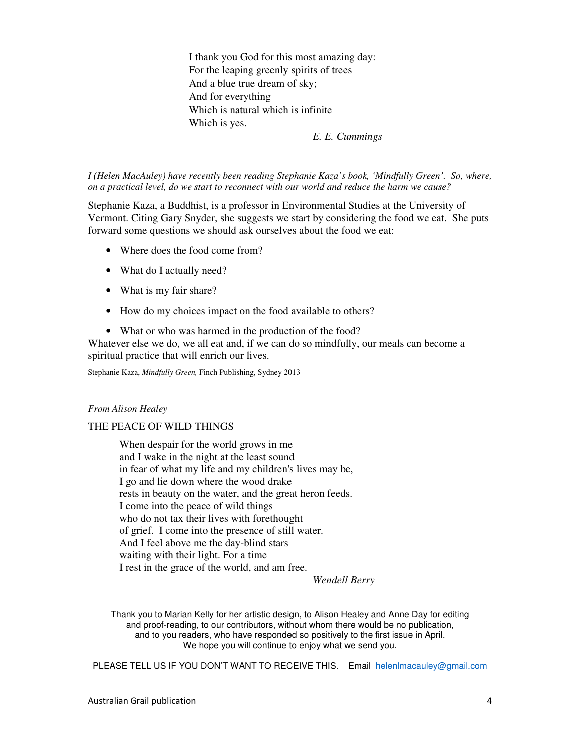I thank you God for this most amazing day:  
For the leaping greenly spirits of trees  
And a blue true dream of sky;  
And for everything  
Which is natural which is infinite  
Which is yes.

*E. E. Cummings*

*I (Helen MacAuley) have recently been reading Stephanie Kaza's book, 'Mindfully Green'. So, where, on a practical level, do we start to reconnect with our world and reduce the harm we cause?*

Stephanie Kaza, a Buddhist, is a professor in Environmental Studies at the University of Vermont. Citing Gary Snyder, she suggests we start by considering the food we eat. She puts forward some questions we should ask ourselves about the food we eat:

- Where does the food come from?
- What do I actually need?
- What is my fair share?
- How do my choices impact on the food available to others?
- What or who was harmed in the production of the food?

Whatever else we do, we all eat and, if we can do so mindfully, our meals can become a spiritual practice that will enrich our lives.

Stephanie Kaza, *Mindfully Green,* Finch Publishing, Sydney 2013

*From Alison Healey*

THE PEACE OF WILD THINGS

When despair for the world grows in me  
and I wake in the night at the least sound  
in fear of what my life and my children's lives may be,  
I go and lie down where the wood drake  
rests in beauty on the water, and the great heron feeds.  
I come into the peace of wild things  
who do not tax their lives with forethought  
of grief. I come into the presence of still water.  
And I feel above me the day-blind stars  
waiting with their light. For a time  
I rest in the grace of the world, and am free.

*Wendell Berry*

Thank you to Marian Kelly for her artistic design, to Alison Healey and Anne Day for editing and proof-reading, to our contributors, without whom there would be no publication, and to you readers, who have responded so positively to the first issue in April. We hope you will continue to enjoy what we send you.

PLEASE TELL US IF YOU DON'T WANT TO RECEIVE THIS. Email helenlmacauley@gmail.com